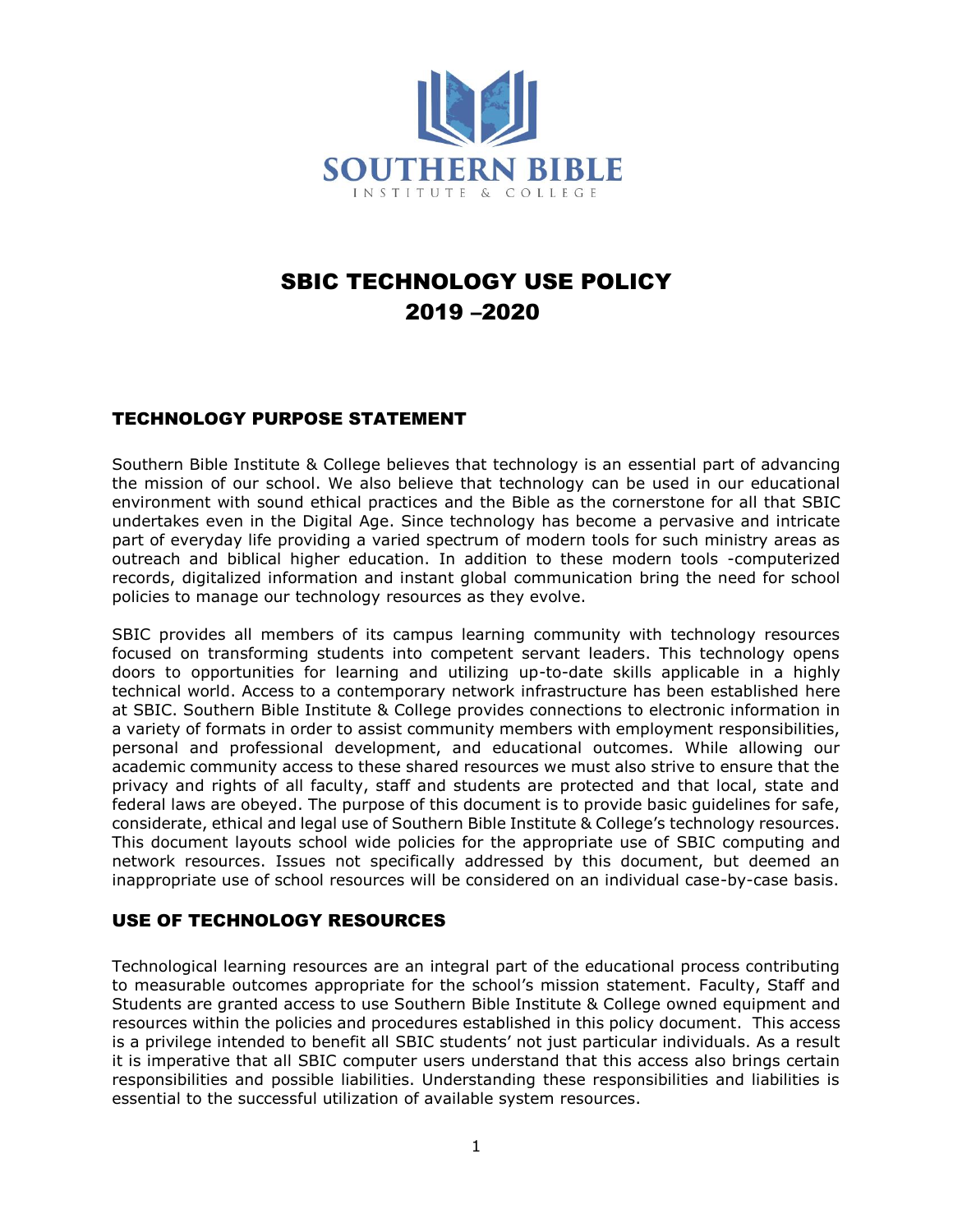SOUTHERN BIBLE

INSTITUTE & COLLEGE

# SBIC TECHNOLOGY USE POLICY
# 2019 –2020

## TECHNOLOGY PURPOSE STATEMENT

Southern Bible Institute & College believes that technology is an essential part of advancing the mission of our school. We also believe that technology can be used in our educational environment with sound ethical practices and the Bible as the cornerstone for all that SBIC undertakes even in the Digital Age. Since technology has become a pervasive and intricate part of everyday life providing a varied spectrum of modern tools for such ministry areas as outreach and biblical higher education. In addition to these modern tools -computerized records, digitalized information and instant global communication bring the need for school policies to manage our technology resources as they evolve.

SBIC provides all members of its campus learning community with technology resources focused on transforming students into competent servant leaders. This technology opens doors to opportunities for learning and utilizing up-to-date skills applicable in a highly technical world. Access to a contemporary network infrastructure has been established here at SBIC. Southern Bible Institute & College provides connections to electronic information in a variety of formats in order to assist community members with employment responsibilities, personal and professional development, and educational outcomes. While allowing our academic community access to these shared resources we must also strive to ensure that the privacy and rights of all faculty, staff and students are protected and that local, state and federal laws are obeyed. The purpose of this document is to provide basic guidelines for safe, considerate, ethical and legal use of Southern Bible Institute & College's technology resources. This document layouts school wide policies for the appropriate use of SBIC computing and network resources. Issues not specifically addressed by this document, but deemed an inappropriate use of school resources will be considered on an individual case-by-case basis.

## USE OF TECHNOLOGY RESOURCES

Technological learning resources are an integral part of the educational process contributing to measurable outcomes appropriate for the school's mission statement. Faculty, Staff and Students are granted access to use Southern Bible Institute & College owned equipment and resources within the policies and procedures established in this policy document. This access is a privilege intended to benefit all SBIC students' not just particular individuals. As a result it is imperative that all SBIC computer users understand that this access also brings certain responsibilities and possible liabilities. Understanding these responsibilities and liabilities is essential to the successful utilization of available system resources.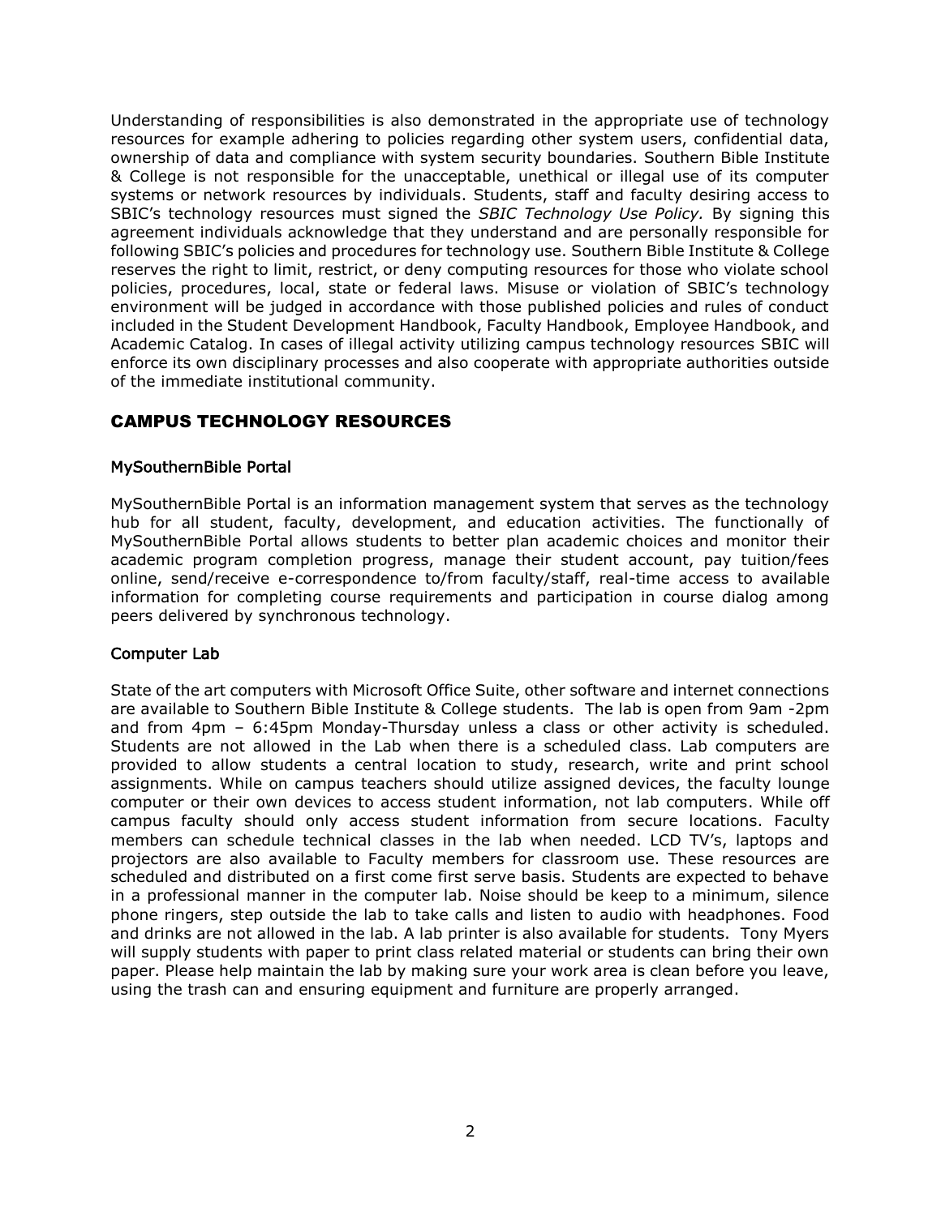Understanding of responsibilities is also demonstrated in the appropriate use of technology resources for example adhering to policies regarding other system users, confidential data, ownership of data and compliance with system security boundaries. Southern Bible Institute & College is not responsible for the unacceptable, unethical or illegal use of its computer systems or network resources by individuals. Students, staff and faculty desiring access to SBIC's technology resources must signed the *SBIC Technology Use Policy.* By signing this agreement individuals acknowledge that they understand and are personally responsible for following SBIC's policies and procedures for technology use. Southern Bible Institute & College reserves the right to limit, restrict, or deny computing resources for those who violate school policies, procedures, local, state or federal laws. Misuse or violation of SBIC's technology environment will be judged in accordance with those published policies and rules of conduct included in the Student Development Handbook, Faculty Handbook, Employee Handbook, and Academic Catalog. In cases of illegal activity utilizing campus technology resources SBIC will enforce its own disciplinary processes and also cooperate with appropriate authorities outside of the immediate institutional community.

## CAMPUS TECHNOLOGY RESOURCES

### MySouthernBible Portal

MySouthernBible Portal is an information management system that serves as the technology hub for all student, faculty, development, and education activities. The functionally of MySouthernBible Portal allows students to better plan academic choices and monitor their academic program completion progress, manage their student account, pay tuition/fees online, send/receive e-correspondence to/from faculty/staff, real-time access to available information for completing course requirements and participation in course dialog among peers delivered by synchronous technology.

### Computer Lab

State of the art computers with Microsoft Office Suite, other software and internet connections are available to Southern Bible Institute & College students. The lab is open from 9am -2pm and from 4pm – 6:45pm Monday-Thursday unless a class or other activity is scheduled. Students are not allowed in the Lab when there is a scheduled class. Lab computers are provided to allow students a central location to study, research, write and print school assignments. While on campus teachers should utilize assigned devices, the faculty lounge computer or their own devices to access student information, not lab computers. While off campus faculty should only access student information from secure locations. Faculty members can schedule technical classes in the lab when needed. LCD TV's, laptops and projectors are also available to Faculty members for classroom use. These resources are scheduled and distributed on a first come first serve basis. Students are expected to behave in a professional manner in the computer lab. Noise should be keep to a minimum, silence phone ringers, step outside the lab to take calls and listen to audio with headphones. Food and drinks are not allowed in the lab. A lab printer is also available for students. Tony Myers will supply students with paper to print class related material or students can bring their own paper. Please help maintain the lab by making sure your work area is clean before you leave, using the trash can and ensuring equipment and furniture are properly arranged.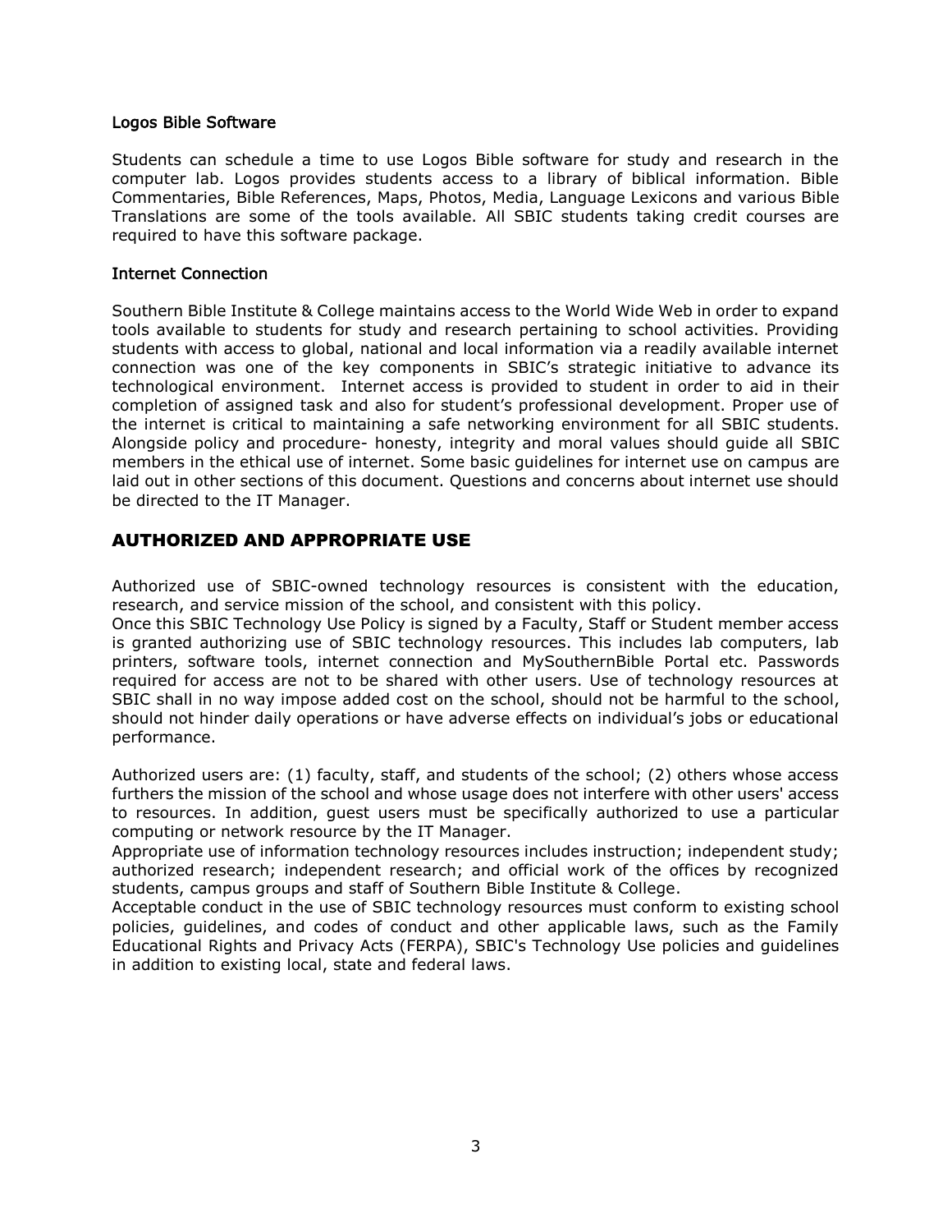### Logos Bible Software

Students can schedule a time to use Logos Bible software for study and research in the computer lab. Logos provides students access to a library of biblical information. Bible Commentaries, Bible References, Maps, Photos, Media, Language Lexicons and various Bible Translations are some of the tools available. All SBIC students taking credit courses are required to have this software package.

### Internet Connection

Southern Bible Institute & College maintains access to the World Wide Web in order to expand tools available to students for study and research pertaining to school activities. Providing students with access to global, national and local information via a readily available internet connection was one of the key components in SBIC's strategic initiative to advance its technological environment. Internet access is provided to student in order to aid in their completion of assigned task and also for student's professional development. Proper use of the internet is critical to maintaining a safe networking environment for all SBIC students. Alongside policy and procedure- honesty, integrity and moral values should guide all SBIC members in the ethical use of internet. Some basic guidelines for internet use on campus are laid out in other sections of this document. Questions and concerns about internet use should be directed to the IT Manager.

## AUTHORIZED AND APPROPRIATE USE

Authorized use of SBIC-owned technology resources is consistent with the education, research, and service mission of the school, and consistent with this policy.
Once this SBIC Technology Use Policy is signed by a Faculty, Staff or Student member access is granted authorizing use of SBIC technology resources. This includes lab computers, lab printers, software tools, internet connection and MySouthernBible Portal etc. Passwords required for access are not to be shared with other users. Use of technology resources at SBIC shall in no way impose added cost on the school, should not be harmful to the school, should not hinder daily operations or have adverse effects on individual's jobs or educational performance.

Authorized users are: (1) faculty, staff, and students of the school; (2) others whose access furthers the mission of the school and whose usage does not interfere with other users' access to resources. In addition, guest users must be specifically authorized to use a particular computing or network resource by the IT Manager.
Appropriate use of information technology resources includes instruction; independent study; authorized research; independent research; and official work of the offices by recognized students, campus groups and staff of Southern Bible Institute & College.
Acceptable conduct in the use of SBIC technology resources must conform to existing school policies, guidelines, and codes of conduct and other applicable laws, such as the Family Educational Rights and Privacy Acts (FERPA), SBIC's Technology Use policies and guidelines in addition to existing local, state and federal laws.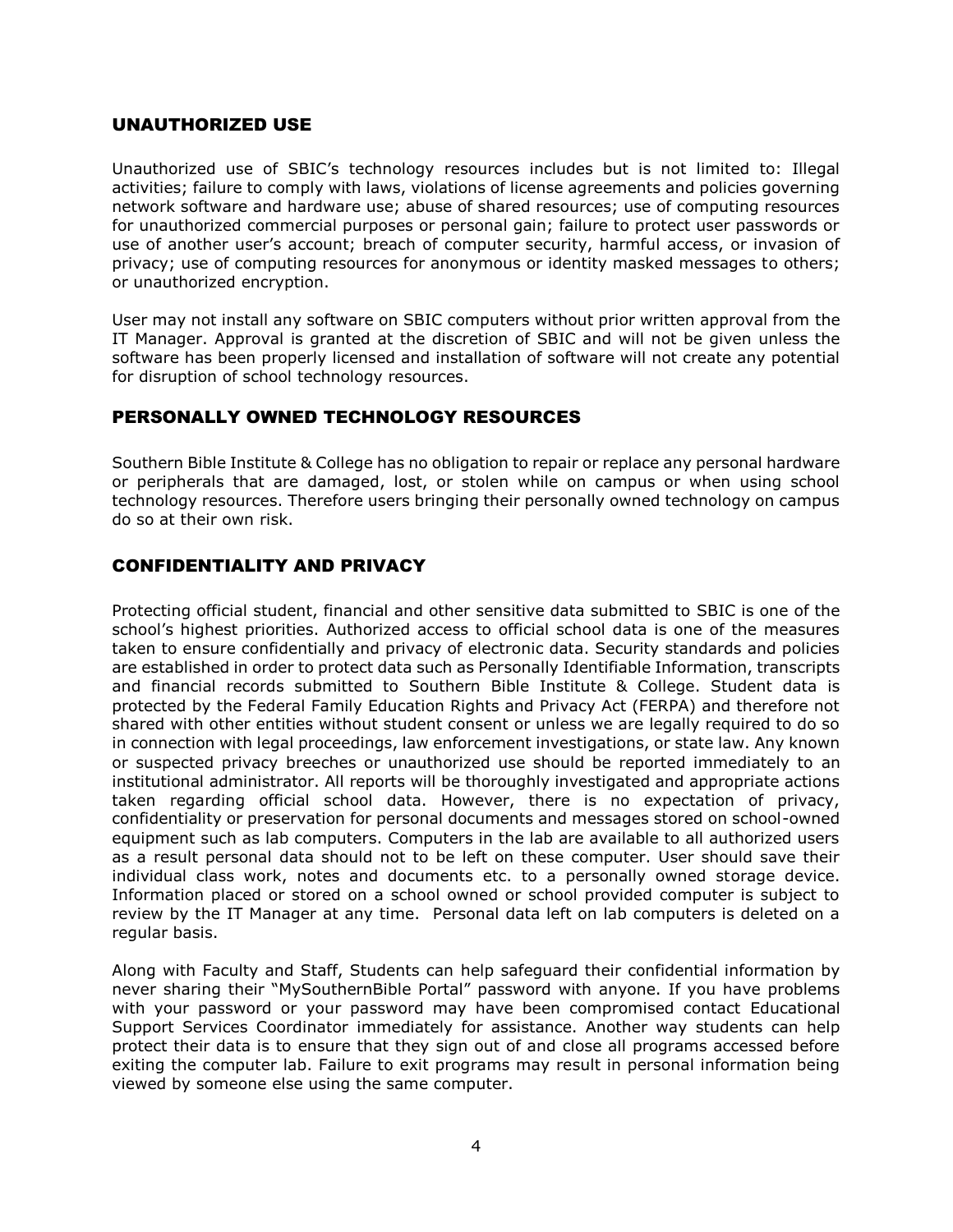## UNAUTHORIZED USE

Unauthorized use of SBIC's technology resources includes but is not limited to: Illegal activities; failure to comply with laws, violations of license agreements and policies governing network software and hardware use; abuse of shared resources; use of computing resources for unauthorized commercial purposes or personal gain; failure to protect user passwords or use of another user's account; breach of computer security, harmful access, or invasion of privacy; use of computing resources for anonymous or identity masked messages to others; or unauthorized encryption.

User may not install any software on SBIC computers without prior written approval from the IT Manager. Approval is granted at the discretion of SBIC and will not be given unless the software has been properly licensed and installation of software will not create any potential for disruption of school technology resources.

## PERSONALLY OWNED TECHNOLOGY RESOURCES

Southern Bible Institute & College has no obligation to repair or replace any personal hardware or peripherals that are damaged, lost, or stolen while on campus or when using school technology resources. Therefore users bringing their personally owned technology on campus do so at their own risk.

## CONFIDENTIALITY AND PRIVACY

Protecting official student, financial and other sensitive data submitted to SBIC is one of the school's highest priorities. Authorized access to official school data is one of the measures taken to ensure confidentially and privacy of electronic data. Security standards and policies are established in order to protect data such as Personally Identifiable Information, transcripts and financial records submitted to Southern Bible Institute & College. Student data is protected by the Federal Family Education Rights and Privacy Act (FERPA) and therefore not shared with other entities without student consent or unless we are legally required to do so in connection with legal proceedings, law enforcement investigations, or state law. Any known or suspected privacy breeches or unauthorized use should be reported immediately to an institutional administrator. All reports will be thoroughly investigated and appropriate actions taken regarding official school data. However, there is no expectation of privacy, confidentiality or preservation for personal documents and messages stored on school-owned equipment such as lab computers. Computers in the lab are available to all authorized users as a result personal data should not to be left on these computer. User should save their individual class work, notes and documents etc. to a personally owned storage device. Information placed or stored on a school owned or school provided computer is subject to review by the IT Manager at any time. Personal data left on lab computers is deleted on a regular basis.

Along with Faculty and Staff, Students can help safeguard their confidential information by never sharing their "MySouthernBible Portal" password with anyone. If you have problems with your password or your password may have been compromised contact Educational Support Services Coordinator immediately for assistance. Another way students can help protect their data is to ensure that they sign out of and close all programs accessed before exiting the computer lab. Failure to exit programs may result in personal information being viewed by someone else using the same computer.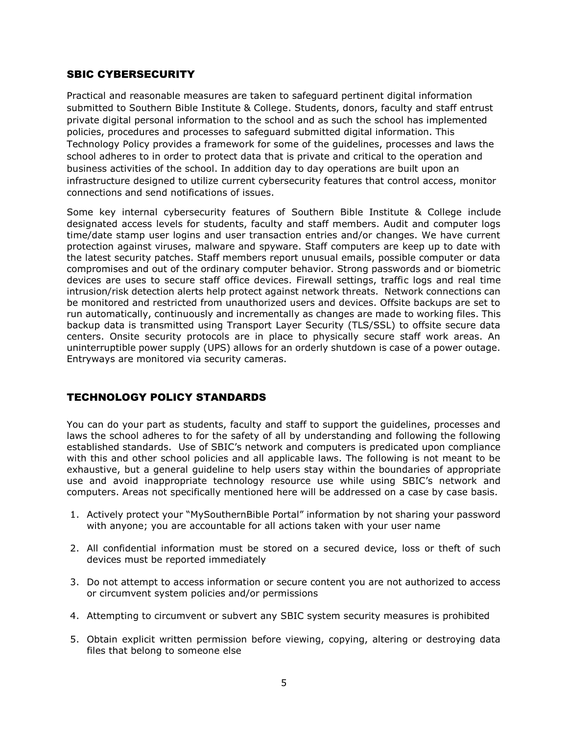## SBIC CYBERSECURITY

Practical and reasonable measures are taken to safeguard pertinent digital information submitted to Southern Bible Institute & College. Students, donors, faculty and staff entrust private digital personal information to the school and as such the school has implemented policies, procedures and processes to safeguard submitted digital information. This Technology Policy provides a framework for some of the guidelines, processes and laws the school adheres to in order to protect data that is private and critical to the operation and business activities of the school. In addition day to day operations are built upon an infrastructure designed to utilize current cybersecurity features that control access, monitor connections and send notifications of issues.

Some key internal cybersecurity features of Southern Bible Institute & College include designated access levels for students, faculty and staff members. Audit and computer logs time/date stamp user logins and user transaction entries and/or changes. We have current protection against viruses, malware and spyware. Staff computers are keep up to date with the latest security patches. Staff members report unusual emails, possible computer or data compromises and out of the ordinary computer behavior. Strong passwords and or biometric devices are uses to secure staff office devices. Firewall settings, traffic logs and real time intrusion/risk detection alerts help protect against network threats. Network connections can be monitored and restricted from unauthorized users and devices. Offsite backups are set to run automatically, continuously and incrementally as changes are made to working files. This backup data is transmitted using Transport Layer Security (TLS/SSL) to offsite secure data centers. Onsite security protocols are in place to physically secure staff work areas. An uninterruptible power supply (UPS) allows for an orderly shutdown is case of a power outage. Entryways are monitored via security cameras.

## TECHNOLOGY POLICY STANDARDS

You can do your part as students, faculty and staff to support the guidelines, processes and laws the school adheres to for the safety of all by understanding and following the following established standards. Use of SBIC's network and computers is predicated upon compliance with this and other school policies and all applicable laws. The following is not meant to be exhaustive, but a general guideline to help users stay within the boundaries of appropriate use and avoid inappropriate technology resource use while using SBIC's network and computers. Areas not specifically mentioned here will be addressed on a case by case basis.

1. Actively protect your "MySouthernBible Portal" information by not sharing your password with anyone; you are accountable for all actions taken with your user name

2. All confidential information must be stored on a secured device, loss or theft of such devices must be reported immediately

3. Do not attempt to access information or secure content you are not authorized to access or circumvent system policies and/or permissions

4. Attempting to circumvent or subvert any SBIC system security measures is prohibited

5. Obtain explicit written permission before viewing, copying, altering or destroying data files that belong to someone else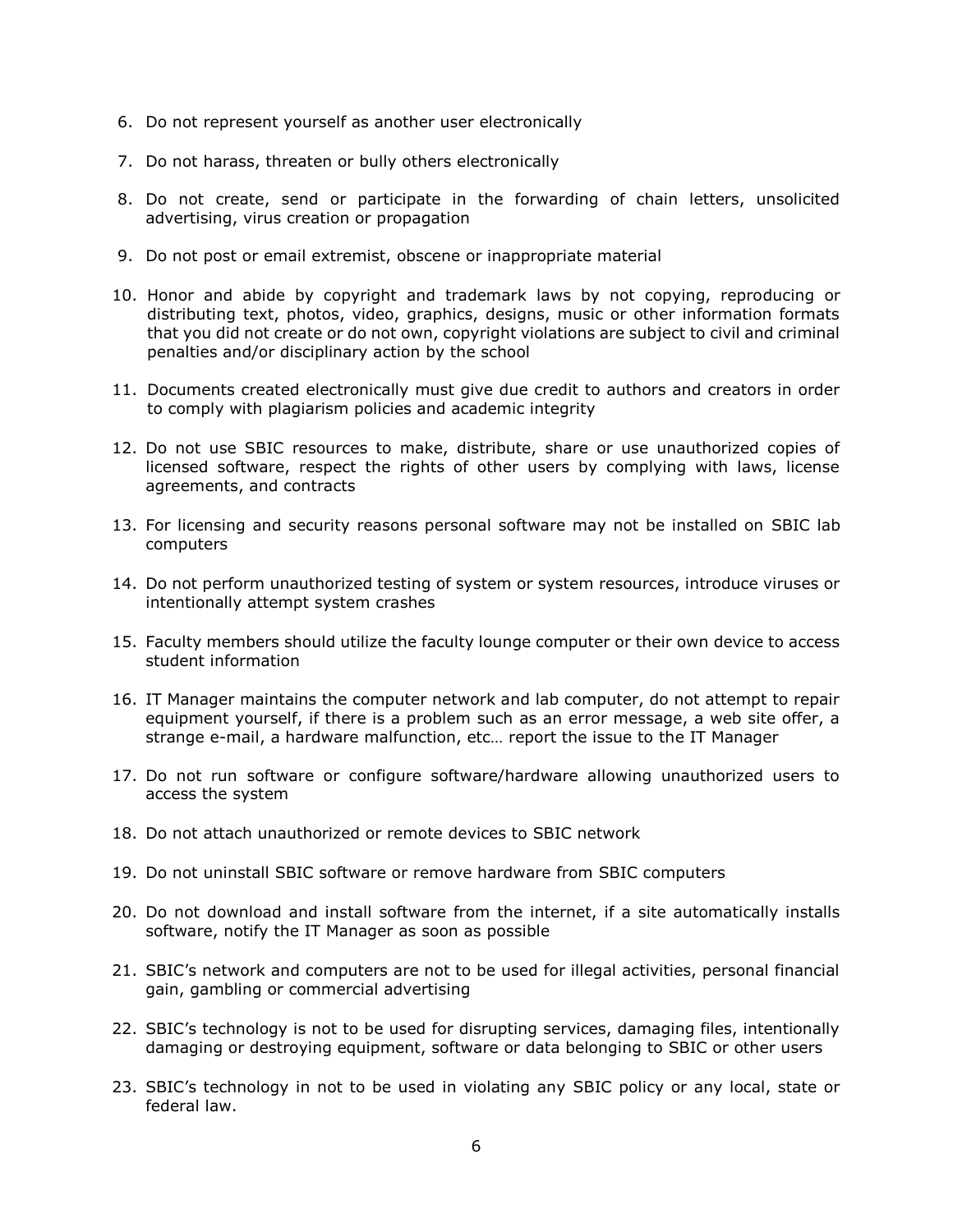6. Do not represent yourself as another user electronically
7. Do not harass, threaten or bully others electronically
8. Do not create, send or participate in the forwarding of chain letters, unsolicited advertising, virus creation or propagation
9. Do not post or email extremist, obscene or inappropriate material
10. Honor and abide by copyright and trademark laws by not copying, reproducing or distributing text, photos, video, graphics, designs, music or other information formats that you did not create or do not own, copyright violations are subject to civil and criminal penalties and/or disciplinary action by the school
11. Documents created electronically must give due credit to authors and creators in order to comply with plagiarism policies and academic integrity
12. Do not use SBIC resources to make, distribute, share or use unauthorized copies of licensed software, respect the rights of other users by complying with laws, license agreements, and contracts
13. For licensing and security reasons personal software may not be installed on SBIC lab computers
14. Do not perform unauthorized testing of system or system resources, introduce viruses or intentionally attempt system crashes
15. Faculty members should utilize the faculty lounge computer or their own device to access student information
16. IT Manager maintains the computer network and lab computer, do not attempt to repair equipment yourself, if there is a problem such as an error message, a web site offer, a strange e-mail, a hardware malfunction, etc… report the issue to the IT Manager
17. Do not run software or configure software/hardware allowing unauthorized users to access the system
18. Do not attach unauthorized or remote devices to SBIC network
19. Do not uninstall SBIC software or remove hardware from SBIC computers
20. Do not download and install software from the internet, if a site automatically installs software, notify the IT Manager as soon as possible
21. SBIC's network and computers are not to be used for illegal activities, personal financial gain, gambling or commercial advertising
22. SBIC's technology is not to be used for disrupting services, damaging files, intentionally damaging or destroying equipment, software or data belonging to SBIC or other users
23. SBIC's technology in not to be used in violating any SBIC policy or any local, state or federal law.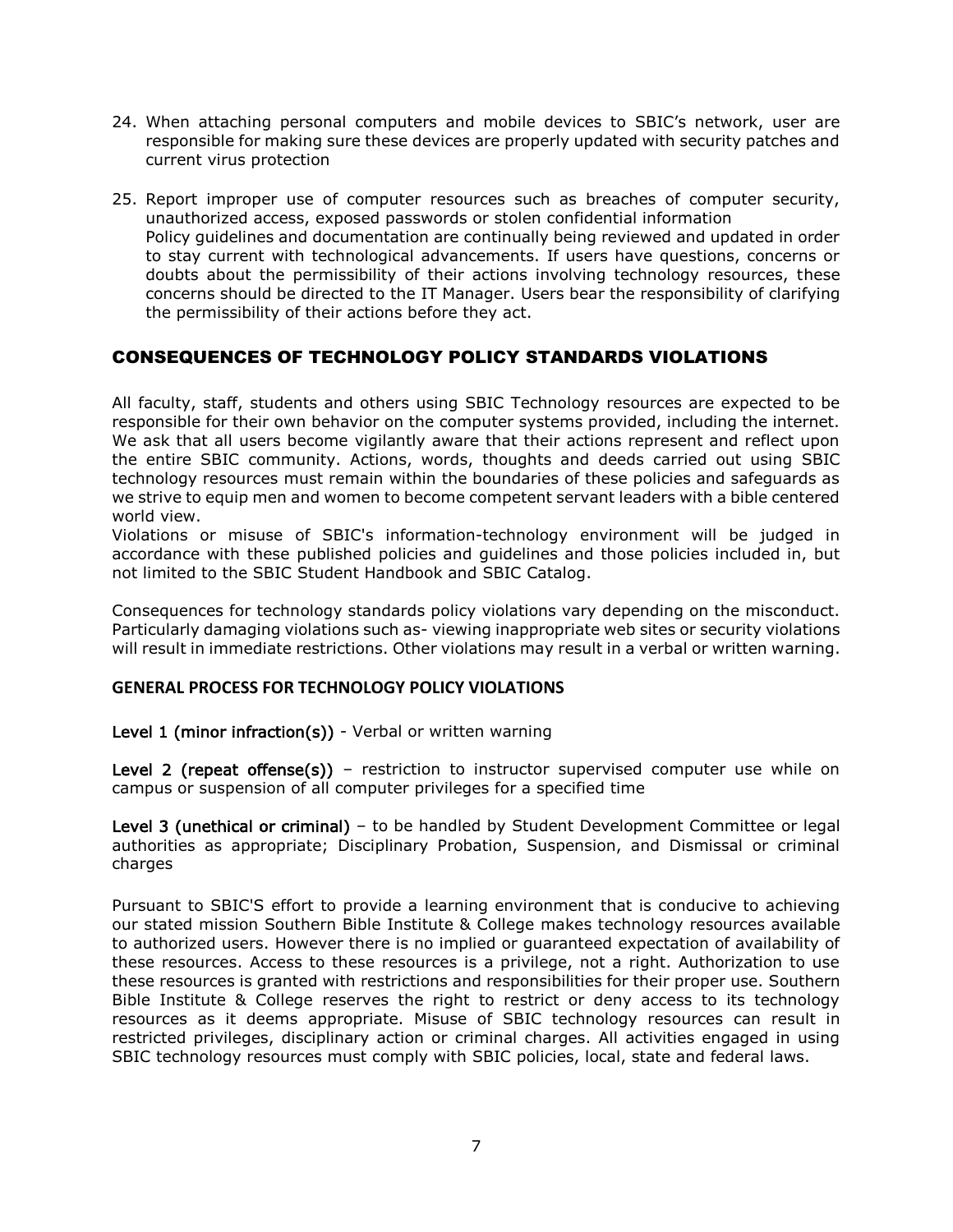24. When attaching personal computers and mobile devices to SBIC's network, user are responsible for making sure these devices are properly updated with security patches and current virus protection

25. Report improper use of computer resources such as breaches of computer security, unauthorized access, exposed passwords or stolen confidential information
    Policy guidelines and documentation are continually being reviewed and updated in order to stay current with technological advancements. If users have questions, concerns or doubts about the permissibility of their actions involving technology resources, these concerns should be directed to the IT Manager. Users bear the responsibility of clarifying the permissibility of their actions before they act.

## CONSEQUENCES OF TECHNOLOGY POLICY STANDARDS VIOLATIONS

All faculty, staff, students and others using SBIC Technology resources are expected to be responsible for their own behavior on the computer systems provided, including the internet. We ask that all users become vigilantly aware that their actions represent and reflect upon the entire SBIC community. Actions, words, thoughts and deeds carried out using SBIC technology resources must remain within the boundaries of these policies and safeguards as we strive to equip men and women to become competent servant leaders with a bible centered world view.
Violations or misuse of SBIC's information-technology environment will be judged in accordance with these published policies and guidelines and those policies included in, but not limited to the SBIC Student Handbook and SBIC Catalog.

Consequences for technology standards policy violations vary depending on the misconduct. Particularly damaging violations such as- viewing inappropriate web sites or security violations will result in immediate restrictions. Other violations may result in a verbal or written warning.

### GENERAL PROCESS FOR TECHNOLOGY POLICY VIOLATIONS

**Level 1 (minor infraction(s))** - Verbal or written warning

**Level 2 (repeat offense(s))** – restriction to instructor supervised computer use while on campus or suspension of all computer privileges for a specified time

**Level 3 (unethical or criminal)** – to be handled by Student Development Committee or legal authorities as appropriate; Disciplinary Probation, Suspension, and Dismissal or criminal charges

Pursuant to SBIC'S effort to provide a learning environment that is conducive to achieving our stated mission Southern Bible Institute & College makes technology resources available to authorized users. However there is no implied or guaranteed expectation of availability of these resources. Access to these resources is a privilege, not a right. Authorization to use these resources is granted with restrictions and responsibilities for their proper use. Southern Bible Institute & College reserves the right to restrict or deny access to its technology resources as it deems appropriate. Misuse of SBIC technology resources can result in restricted privileges, disciplinary action or criminal charges. All activities engaged in using SBIC technology resources must comply with SBIC policies, local, state and federal laws.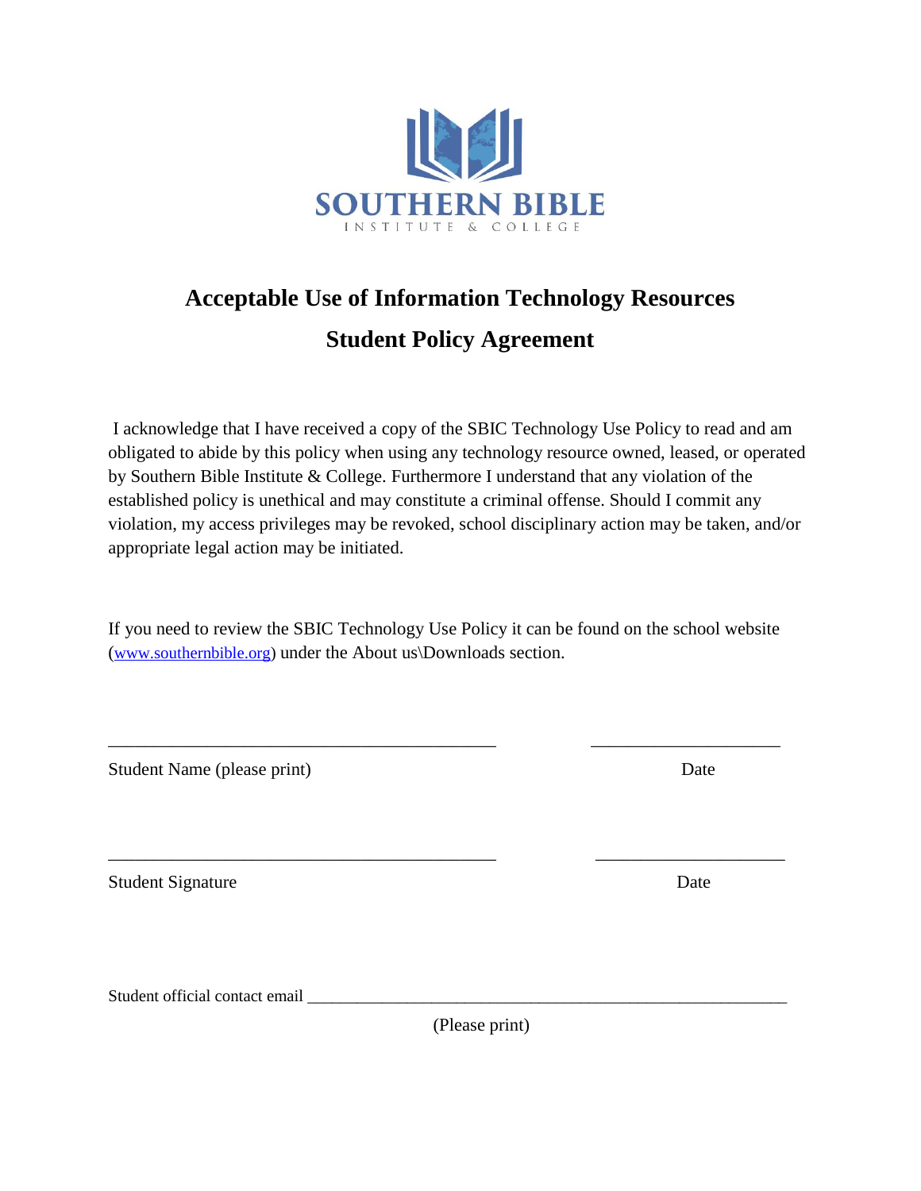SOUTHERN BIBLE

INSTITUTE & COLLEGE

# Acceptable Use of Information Technology Resources

## Student Policy Agreement

I acknowledge that I have received a copy of the SBIC Technology Use Policy to read and am obligated to abide by this policy when using any technology resource owned, leased, or operated by Southern Bible Institute & College. Furthermore I understand that any violation of the established policy is unethical and may constitute a criminal offense. Should I commit any violation, my access privileges may be revoked, school disciplinary action may be taken, and/or appropriate legal action may be initiated.

If you need to review the SBIC Technology Use Policy it can be found on the school website (www.southernbible.org) under the About us\Downloads section.

_____________________________________________ &nbsp;&nbsp;&nbsp;&nbsp;&nbsp;&nbsp;&nbsp;&nbsp; ______________________

Student Name (please print) &nbsp;&nbsp;&nbsp;&nbsp;&nbsp;&nbsp;&nbsp;&nbsp;&nbsp;&nbsp;&nbsp;&nbsp;&nbsp;&nbsp;&nbsp;&nbsp;&nbsp;&nbsp;&nbsp;&nbsp;&nbsp;&nbsp;&nbsp;&nbsp;&nbsp;&nbsp;&nbsp;&nbsp;&nbsp;&nbsp;&nbsp;&nbsp;&nbsp;&nbsp;&nbsp;&nbsp;&nbsp;&nbsp;&nbsp;&nbsp; Date

_____________________________________________ &nbsp;&nbsp;&nbsp;&nbsp;&nbsp;&nbsp;&nbsp;&nbsp; ______________________

Student Signature &nbsp;&nbsp;&nbsp;&nbsp;&nbsp;&nbsp;&nbsp;&nbsp;&nbsp;&nbsp;&nbsp;&nbsp;&nbsp;&nbsp;&nbsp;&nbsp;&nbsp;&nbsp;&nbsp;&nbsp;&nbsp;&nbsp;&nbsp;&nbsp;&nbsp;&nbsp;&nbsp;&nbsp;&nbsp;&nbsp;&nbsp;&nbsp;&nbsp;&nbsp;&nbsp;&nbsp;&nbsp;&nbsp;&nbsp;&nbsp;&nbsp;&nbsp;&nbsp;&nbsp;&nbsp;&nbsp;&nbsp;&nbsp; Date

Student official contact email _______________________________________________________

(Please print)